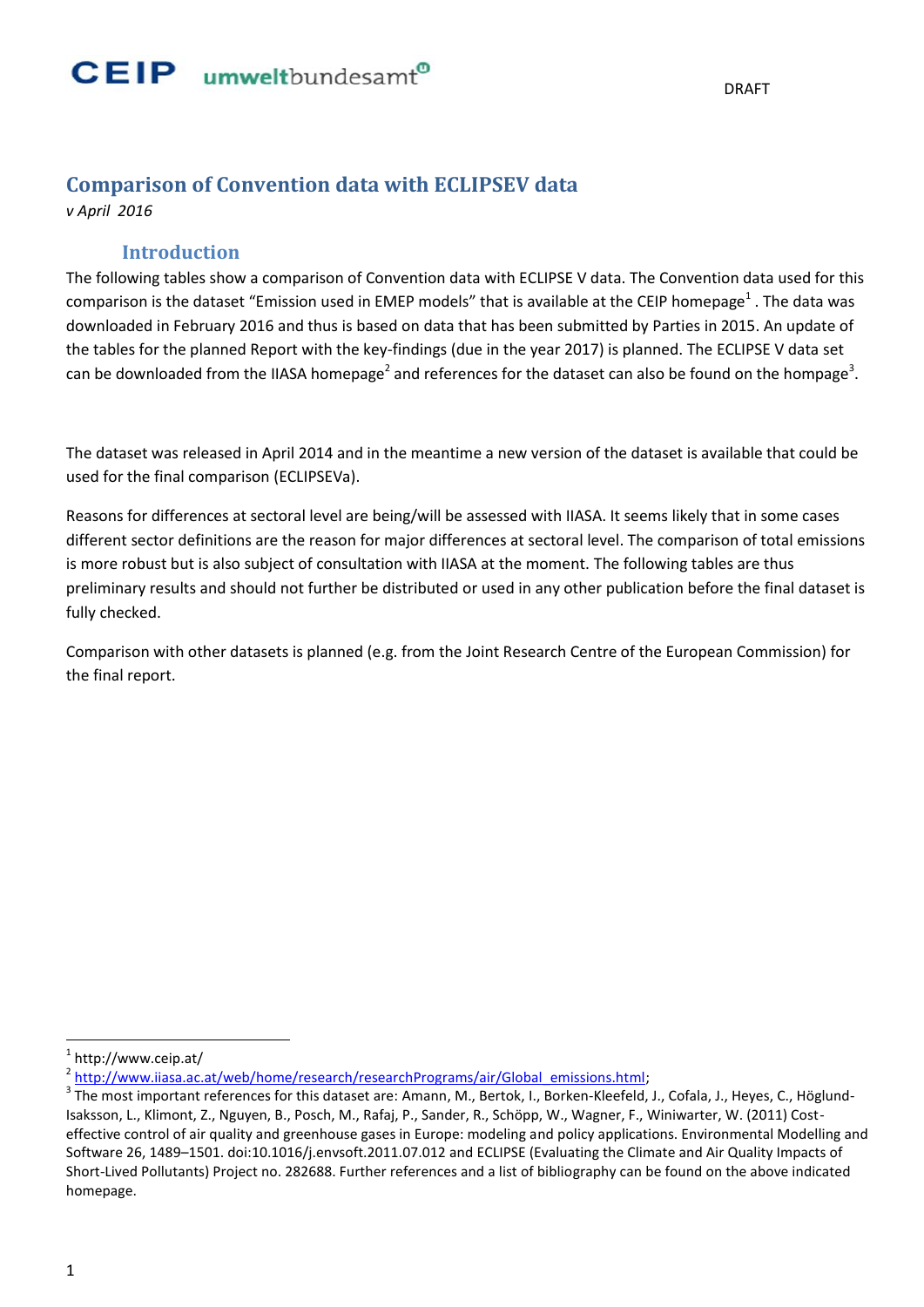DRAFT

# Comparison of Convention data with ECLIPSEV data

*v April 2016*

## Introduction

The following tables show a comparison of Convention data with ECLIPSE V data. The Convention data used for this comparison is the dataset "Emission used in EMEP models" that is available at the CEIP homepage[1] . The data was downloaded in February 2016 and thus is based on data that has been submitted by Parties in 2015. An update of the tables for the planned Report with the key-findings (due in the year 2017) is planned. The ECLIPSE V data set can be downloaded from the IIASA homepage[2] and references for the dataset can also be found on the hompage[3].

The dataset was released in April 2014 and in the meantime a new version of the dataset is available that could be used for the final comparison (ECLIPSEVa).

Reasons for differences at sectoral level are being/will be assessed with IIASA. It seems likely that in some cases different sector definitions are the reason for major differences at sectoral level. The comparison of total emissions is more robust but is also subject of consultation with IIASA at the moment. The following tables are thus preliminary results and should not further be distributed or used in any other publication before the final dataset is fully checked.

Comparison with other datasets is planned (e.g. from the Joint Research Centre of the European Commission) for the final report.

---

[1] http://www.ceip.at/

[2] http://www.iiasa.ac.at/web/home/research/researchPrograms/air/Global_emissions.html;

[3] The most important references for this dataset are: Amann, M., Bertok, I., Borken-Kleefeld, J., Cofala, J., Heyes, C., Höglund-Isaksson, L., Klimont, Z., Nguyen, B., Posch, M., Rafaj, P., Sander, R., Schöpp, W., Wagner, F., Winiwarter, W. (2011) Cost-effective control of air quality and greenhouse gases in Europe: modeling and policy applications. Environmental Modelling and Software 26, 1489–1501. doi:10.1016/j.envsoft.2011.07.012 and ECLIPSE (Evaluating the Climate and Air Quality Impacts of Short-Lived Pollutants) Project no. 282688. Further references and a list of bibliography can be found on the above indicated homepage.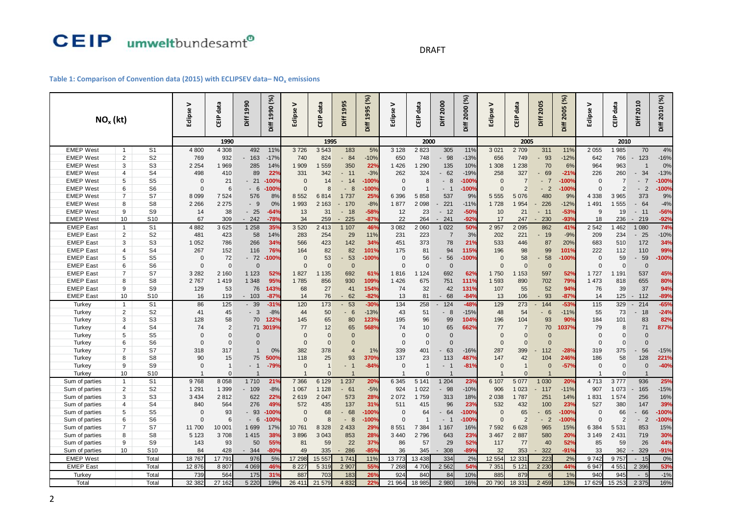CEIP umweltbundesamt

DRAFT

**Table 1: Comparison of Convention data (2015) with ECLIPSEV data– $NO_x$ emissions**

| $NO_x$ (kt) | | | Eclipse V | CEIP data | Diff 1990 | Diff 1990 (%) | Eclipse V | CEIP data | Diff 1995 | Diff 1995 (%) | Eclipse V | CEIP data | Diff 2000 | Diff 2000 (%) | Eclipse V | CEIP data | Diff 2005 | Diff 2005 (%) | Eclipse V | CEIP data | Diff 2010 | Diff 2010 (%) |
|---|---|---|---|---|---|---|---|---|---|---|---|---|---|---|---|---|---|---|---|---|---|---|
| | | | 1990 | | | | 1995 | | | | 2000 | | | | 2005 | | | | 2010 | | | |
| EMEP West | 1 | S1 | 4 800 | 4 308 | 492 | 11% | 3 726 | 3 543 | 183 | 5% | 3 128 | 2 823 | 305 | 11% | 3 021 | 2 709 | 311 | 11% | 2 055 | 1 985 | 70 | 4% |
| EMEP West | 2 | S2 | 769 | 932 | - 163 | -17% | 740 | 824 | - 84 | -10% | 650 | 748 | - 98 | -13% | 656 | 749 | - 93 | -12% | 642 | 766 | - 123 | -16% |
| EMEP West | 3 | S3 | 2 254 | 1 969 | 285 | 14% | 1 909 | 1 559 | 350 | 22% | 1 426 | 1 290 | 135 | 10% | 1 308 | 1 238 | 70 | 6% | 964 | 963 | 1 | 0% |
| EMEP West | 4 | S4 | 498 | 410 | 89 | 22% | 331 | 342 | - 11 | -3% | 262 | 324 | - 62 | -19% | 258 | 327 | - 69 | -21% | 226 | 260 | - 34 | -13% |
| EMEP West | 5 | S5 | 0 | 21 | - 21 | -100% | 0 | 14 | - 14 | -100% | 0 | 8 | - 8 | -100% | 0 | 7 | - 7 | -100% | 0 | 7 | - 7 | -100% |
| EMEP West | 6 | S6 | 0 | 6 | - 6 | -100% | 0 | 8 | - 8 | -100% | 0 | 1 | - 1 | -100% | 0 | 2 | - 2 | -100% | 0 | 2 | - 2 | -100% |
| EMEP West | 7 | S7 | 8 099 | 7 524 | 576 | 8% | 8 552 | 6 814 | 1 737 | 25% | 6 396 | 5 858 | 537 | 9% | 5 555 | 5 076 | 480 | 9% | 4 338 | 3 965 | 373 | 9% |
| EMEP West | 8 | S8 | 2 266 | 2 275 | - 9 | 0% | 1 993 | 2 163 | - 170 | -8% | 1 877 | 2 098 | - 221 | -11% | 1 728 | 1 954 | - 226 | -12% | 1 491 | 1 555 | - 64 | -4% |
| EMEP West | 9 | S9 | 14 | 38 | - 25 | -64% | 13 | 31 | - 18 | -58% | 12 | 23 | - 12 | -50% | 10 | 21 | - 11 | -53% | 9 | 19 | - 11 | -56% |
| EMEP West | 10 | S10 | 67 | 309 | - 242 | -78% | 34 | 259 | - 225 | -87% | 22 | 264 | - 241 | -92% | 17 | 247 | - 230 | -93% | 18 | 236 | - 219 | -92% |
| EMEP East | 1 | S1 | 4 882 | 3 625 | 1 258 | 35% | 3 520 | 2 413 | 1 107 | 46% | 3 082 | 2 060 | 1 022 | 50% | 2 957 | 2 095 | 862 | 41% | 2 542 | 1 462 | 1 080 | 74% |
| EMEP East | 2 | S2 | 481 | 423 | 58 | 14% | 283 | 254 | 29 | 11% | 231 | 223 | 7 | 3% | 202 | 221 | - 19 | -9% | 209 | 234 | - 25 | -10% |
| EMEP East | 3 | S3 | 1 052 | 786 | 266 | 34% | 566 | 423 | 142 | 34% | 451 | 373 | 78 | 21% | 533 | 446 | 87 | 20% | 683 | 510 | 172 | 34% |
| EMEP East | 4 | S4 | 267 | 152 | 116 | 76% | 164 | 82 | 82 | 101% | 175 | 81 | 94 | 115% | 196 | 98 | 99 | 101% | 222 | 112 | 110 | 99% |
| EMEP East | 5 | S5 | 0 | 72 | - 72 | -100% | 0 | 53 | - 53 | -100% | 0 | 56 | - 56 | -100% | 0 | 58 | - 58 | -100% | 0 | 59 | - 59 | -100% |
| EMEP East | 6 | S6 | 0 | 0 | 0 | | 0 | 0 | 0 | | 0 | 0 | 0 | | 0 | 0 | 0 | | 0 | 0 | 0 | |
| EMEP East | 7 | S7 | 3 282 | 2 160 | 1 123 | 52% | 1 827 | 1 135 | 692 | 61% | 1 816 | 1 124 | 692 | 62% | 1 750 | 1 153 | 597 | 52% | 1 727 | 1 191 | 537 | 45% |
| EMEP East | 8 | S8 | 2 767 | 1 419 | 1 348 | 95% | 1 785 | 856 | 930 | 109% | 1 426 | 675 | 751 | 111% | 1 593 | 890 | 702 | 79% | 1 473 | 818 | 655 | 80% |
| EMEP East | 9 | S9 | 129 | 53 | 76 | 143% | 68 | 27 | 41 | 154% | 74 | 32 | 42 | 131% | 107 | 55 | 52 | 94% | 76 | 39 | 37 | 94% |
| EMEP East | 10 | S10 | 16 | 119 | - 103 | -87% | 14 | 76 | - 62 | -82% | 13 | 81 | - 68 | -84% | 13 | 106 | - 93 | -87% | 14 | 125 | - 112 | -89% |
| Turkey | 1 | S1 | 86 | 125 | - 39 | -31% | 120 | 173 | - 53 | -30% | 134 | 258 | - 124 | -48% | 129 | 273 | - 144 | -53% | 115 | 329 | - 214 | -65% |
| Turkey | 2 | S2 | 41 | 45 | - 3 | -8% | 44 | 50 | - 6 | -13% | 43 | 51 | - 8 | -15% | 48 | 54 | - 6 | -11% | 55 | 73 | - 18 | -24% |
| Turkey | 3 | S3 | 128 | 58 | 70 | 122% | 145 | 65 | 80 | 123% | 195 | 96 | 99 | 104% | 196 | 104 | 93 | 90% | 184 | 101 | 83 | 82% |
| Turkey | 4 | S4 | 74 | 2 | 71 | 3019% | 77 | 12 | 65 | 568% | 74 | 10 | 65 | 662% | 77 | 7 | 70 | 1037% | 79 | 8 | 71 | 877% |
| Turkey | 5 | S5 | 0 | 0 | 0 | | 0 | 0 | 0 | | 0 | 0 | 0 | | 0 | 0 | 0 | | 0 | 0 | 0 | |
| Turkey | 6 | S6 | 0 | 0 | 0 | | 0 | 0 | 0 | | 0 | 0 | 0 | | 0 | 0 | 0 | | 0 | 0 | 0 | |
| Turkey | 7 | S7 | 318 | 317 | 1 | 0% | 382 | 378 | 4 | 1% | 339 | 401 | - 63 | -16% | 287 | 399 | - 112 | -28% | 319 | 375 | - 56 | -15% |
| Turkey | 8 | S8 | 90 | 15 | 75 | 500% | 118 | 25 | 93 | 370% | 137 | 23 | 113 | 487% | 147 | 42 | 104 | 246% | 186 | 58 | 128 | 221% |
| Turkey | 9 | S9 | 0 | 1 | - 1 | -79% | 0 | 1 | - 1 | -84% | 0 | 1 | - 1 | -81% | 0 | 1 | 0 | -57% | 0 | 0 | 0 | -40% |
| Turkey | 10 | S10 | 1 | 0 | 1 | | 1 | 0 | 1 | | 1 | 0 | 1 | | 1 | 0 | 1 | | 1 | 0 | 1 | |
| Sum of parties | 1 | S1 | 9 768 | 8 058 | 1 710 | 21% | 7 366 | 6 129 | 1 237 | 20% | 6 345 | 5 141 | 1 204 | 23% | 6 107 | 5 077 | 1 030 | 20% | 4 713 | 3 777 | 936 | 25% |
| Sum of parties | 2 | S2 | 1 291 | 1 399 | - 109 | -8% | 1 067 | 1 128 | - 61 | -5% | 924 | 1 022 | - 98 | -10% | 906 | 1 023 | - 117 | -11% | 907 | 1 073 | - 165 | -15% |
| Sum of parties | 3 | S3 | 3 434 | 2 812 | 622 | 22% | 2 619 | 2 047 | 573 | 28% | 2 072 | 1 759 | 313 | 18% | 2 038 | 1 787 | 251 | 14% | 1 831 | 1 574 | 256 | 16% |
| Sum of parties | 4 | S4 | 840 | 564 | 276 | 49% | 572 | 435 | 137 | 31% | 511 | 415 | 96 | 23% | 532 | 432 | 100 | 23% | 527 | 380 | 147 | 39% |
| Sum of parties | 5 | S5 | 0 | 93 | - 93 | -100% | 0 | 68 | - 68 | -100% | 0 | 64 | - 64 | -100% | 0 | 65 | - 65 | -100% | 0 | 66 | - 66 | -100% |
| Sum of parties | 6 | S6 | 0 | 6 | - 6 | -100% | 0 | 8 | - 8 | -100% | 0 | 1 | - 1 | -100% | 0 | 2 | - 2 | -100% | 0 | 2 | - 2 | -100% |
| Sum of parties | 7 | S7 | 11 700 | 10 001 | 1 699 | 17% | 10 761 | 8 328 | 2 433 | 29% | 8 551 | 7 384 | 1 167 | 16% | 7 592 | 6 628 | 965 | 15% | 6 384 | 5 531 | 853 | 15% |
| Sum of parties | 8 | S8 | 5 123 | 3 708 | 1 415 | 38% | 3 896 | 3 043 | 853 | 28% | 3 440 | 2 796 | 643 | 23% | 3 467 | 2 887 | 580 | 20% | 3 149 | 2 431 | 719 | 30% |
| Sum of parties | 9 | S9 | 143 | 93 | 50 | 55% | 81 | 59 | 22 | 37% | 86 | 57 | 29 | 52% | 117 | 77 | 40 | 52% | 85 | 59 | 26 | 44% |
| Sum of parties | 10 | S10 | 84 | 428 | - 344 | -80% | 49 | 335 | - 286 | -85% | 36 | 345 | - 308 | -89% | 32 | 353 | - 322 | -91% | 33 | 362 | - 329 | -91% |
| EMEP West | | Total | 18 767 | 17 791 | 976 | 5% | 17 298 | 15 557 | 1 741 | 11% | 13 773 | 13 438 | 334 | 2% | 12 554 | 12 331 | 223 | 2% | 9 742 | 9 757 | - 15 | 0% |
| EMEP East | | Total | 12 876 | 8 807 | 4 069 | 46% | 8 227 | 5 319 | 2 907 | 55% | 7 268 | 4 706 | 2 562 | 54% | 7 351 | 5 121 | 2 230 | 44% | 6 947 | 4 551 | 2 396 | 53% |
| Turkey | | Total | 739 | 564 | 175 | 31% | 887 | 703 | 183 | 26% | 924 | 840 | 84 | 10% | 885 | 879 | 6 | 1% | 940 | 945 | - 5 | -1% |
| Total | | Total | 32 382 | 27 162 | 5 220 | 19% | 26 411 | 21 579 | 4 832 | 22% | 21 964 | 18 985 | 2 980 | 16% | 20 790 | 18 331 | 2 459 | 13% | 17 629 | 15 253 | 2 375 | 16% |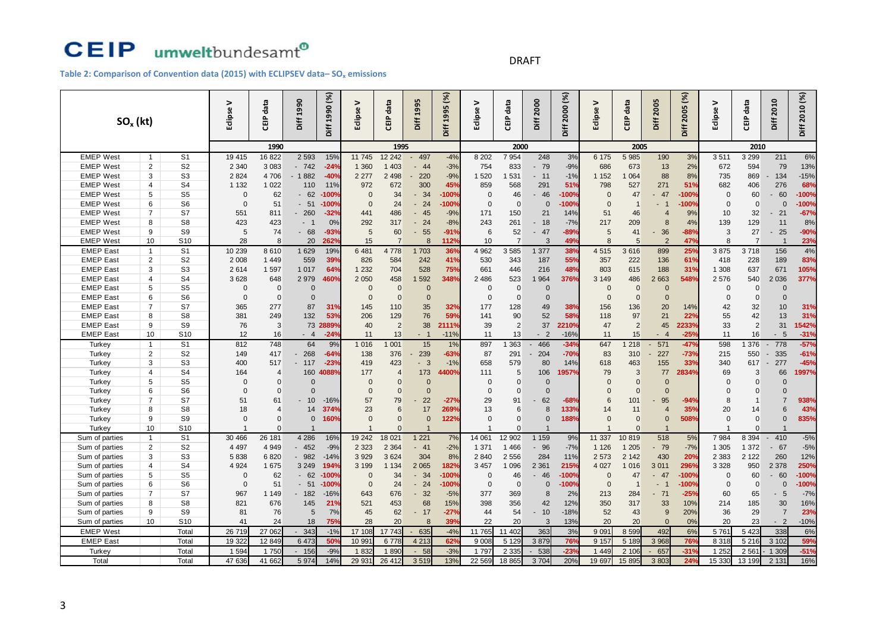DRAFT

**Table 2: Comparison of Convention data (2015) with ECLIPSEV data– $SO_x$ emissions**

| $SO_x$ (kt) | | | Eclipse V | CEIP data | Diff 1990 | Diff 1990 (%) | Eclipse V | CEIP data | Diff 1995 | Diff 1995 (%) | Eclipse V | CEIP data | Diff 2000 | Diff 2000 (%) | Eclipse V | CEIP data | Diff 2005 | Diff 2005 (%) | Eclipse V | CEIP data | Diff 2010 | Diff 2010 (%) |
|---|---|---|---|---|---|---|---|---|---|---|---|---|---|---|---|---|---|---|---|---|---|---|
| | | | 1990 | | | | 1995 | | | | 2000 | | | | 2005 | | | | 2010 | | | |
| EMEP West | 1 | S1 | 19 415 | 16 822 | 2 593 | 15% | 11 745 | 12 242 | - 497 | -4% | 8 202 | 7 954 | 248 | 3% | 6 175 | 5 985 | 190 | 3% | 3 511 | 3 299 | 211 | 6% |
| EMEP West | 2 | S2 | 2 340 | 3 083 | - 742 | -24% | 1 360 | 1 403 | - 44 | -3% | 754 | 833 | - 79 | -9% | 686 | 673 | 13 | 2% | 672 | 594 | 79 | 13% |
| EMEP West | 3 | S3 | 2 824 | 4 706 | - 1 882 | -40% | 2 277 | 2 498 | - 220 | -9% | 1 520 | 1 531 | - 11 | -1% | 1 152 | 1 064 | 88 | 8% | 735 | 869 | - 134 | -15% |
| EMEP West | 4 | S4 | 1 132 | 1 022 | 110 | 11% | 972 | 672 | 300 | 45% | 859 | 568 | 291 | 51% | 798 | 527 | 271 | 51% | 682 | 406 | 276 | 68% |
| EMEP West | 5 | S5 | 0 | 62 | - 62 | -100% | 0 | 34 | - 34 | -100% | 0 | 46 | - 46 | -100% | 0 | 47 | - 47 | -100% | 0 | 60 | - 60 | -100% |
| EMEP West | 6 | S6 | 0 | 51 | - 51 | -100% | 0 | 24 | - 24 | -100% | 0 | 0 | 0 | -100% | 0 | 1 | - 1 | -100% | 0 | 0 | 0 | -100% |
| EMEP West | 7 | S7 | 551 | 811 | - 260 | -32% | 441 | 486 | - 45 | -9% | 171 | 150 | 21 | 14% | 51 | 46 | 4 | 9% | 10 | 32 | - 21 | -67% |
| EMEP West | 8 | S8 | 423 | 423 | - 1 | 0% | 292 | 317 | - 24 | -8% | 243 | 261 | - 18 | -7% | 217 | 209 | 8 | 4% | 139 | 129 | 11 | 8% |
| EMEP West | 9 | S9 | 5 | 74 | - 68 | -93% | 5 | 60 | - 55 | -91% | 6 | 52 | - 47 | -89% | 5 | 41 | - 36 | -88% | 3 | 27 | - 25 | -90% |
| EMEP West | 10 | S10 | 28 | 8 | 20 | 262% | 15 | 7 | 8 | 112% | 10 | 7 | 3 | 49% | 8 | 5 | 2 | 47% | 8 | 7 | 1 | 23% |
| EMEP East | 1 | S1 | 10 239 | 8 610 | 1 629 | 19% | 6 481 | 4 778 | 1 703 | 36% | 4 962 | 3 585 | 1 377 | 38% | 4 515 | 3 616 | 899 | 25% | 3 875 | 3 718 | 156 | 4% |
| EMEP East | 2 | S2 | 2 008 | 1 449 | 559 | 39% | 826 | 584 | 242 | 41% | 530 | 343 | 187 | 55% | 357 | 222 | 136 | 61% | 418 | 228 | 189 | 83% |
| EMEP East | 3 | S3 | 2 614 | 1 597 | 1 017 | 64% | 1 232 | 704 | 528 | 75% | 661 | 446 | 216 | 48% | 803 | 615 | 188 | 31% | 1 308 | 637 | 671 | 105% |
| EMEP East | 4 | S4 | 3 628 | 648 | 2 979 | 460% | 2 050 | 458 | 1 592 | 348% | 2 486 | 523 | 1 964 | 376% | 3 149 | 486 | 2 663 | 548% | 2 576 | 540 | 2 036 | 377% |
| EMEP East | 5 | S5 | 0 | 0 | 0 | | 0 | 0 | 0 | | 0 | 0 | 0 | | 0 | 0 | 0 | | 0 | 0 | 0 | |
| EMEP East | 6 | S6 | 0 | 0 | 0 | | 0 | 0 | 0 | | 0 | 0 | 0 | | 0 | 0 | 0 | | 0 | 0 | 0 | |
| EMEP East | 7 | S7 | 365 | 277 | 87 | 31% | 145 | 110 | 35 | 32% | 177 | 128 | 49 | 38% | 156 | 136 | 20 | 14% | 42 | 32 | 10 | 31% |
| EMEP East | 8 | S8 | 381 | 249 | 132 | 53% | 206 | 129 | 76 | 59% | 141 | 90 | 52 | 58% | 118 | 97 | 21 | 22% | 55 | 42 | 13 | 31% |
| EMEP East | 9 | S9 | 76 | 3 | 73 | 2889% | 40 | 2 | 38 | 2111% | 39 | 2 | 37 | 2210% | 47 | 2 | 45 | 2233% | 33 | 2 | 31 | 1542% |
| EMEP East | 10 | S10 | 12 | 16 | - 4 | -24% | 11 | 13 | - 1 | -11% | 11 | 13 | - 2 | -16% | 11 | 15 | - 4 | -25% | 11 | 16 | - 5 | -31% |
| Turkey | 1 | S1 | 812 | 748 | 64 | 9% | 1 016 | 1 001 | 15 | 1% | 897 | 1 363 | - 466 | -34% | 647 | 1 218 | - 571 | -47% | 598 | 1 376 | - 778 | -57% |
| Turkey | 2 | S2 | 149 | 417 | - 268 | -64% | 138 | 376 | - 239 | -63% | 87 | 291 | - 204 | -70% | 83 | 310 | - 227 | -73% | 215 | 550 | - 335 | -61% |
| Turkey | 3 | S3 | 400 | 517 | - 117 | -23% | 419 | 423 | - 3 | -1% | 658 | 579 | 80 | 14% | 618 | 463 | 155 | 33% | 340 | 617 | - 277 | -45% |
| Turkey | 4 | S4 | 164 | 4 | 160 | 4088% | 177 | 4 | 173 | 4400% | 111 | 5 | 106 | 1957% | 79 | 3 | 77 | 2834% | 69 | 3 | 66 | 1997% |
| Turkey | 5 | S5 | 0 | 0 | 0 | | 0 | 0 | 0 | | 0 | 0 | 0 | | 0 | 0 | 0 | | 0 | 0 | 0 | |
| Turkey | 6 | S6 | 0 | 0 | 0 | | 0 | 0 | 0 | | 0 | 0 | 0 | | 0 | 0 | 0 | | 0 | 0 | 0 | |
| Turkey | 7 | S7 | 51 | 61 | - 10 | -16% | 57 | 79 | - 22 | -27% | 29 | 91 | - 62 | -68% | 6 | 101 | - 95 | -94% | 8 | 1 | 7 | 938% |
| Turkey | 8 | S8 | 18 | 4 | 14 | 374% | 23 | 6 | 17 | 269% | 13 | 6 | 8 | 133% | 14 | 11 | 4 | 35% | 20 | 14 | 6 | 43% |
| Turkey | 9 | S9 | 0 | 0 | 0 | 160% | 0 | 0 | 0 | 122% | 0 | 0 | 0 | 188% | 0 | 0 | 0 | 508% | 0 | 0 | 0 | 835% |
| Turkey | 10 | S10 | 1 | 0 | 1 | | 1 | 0 | 1 | | 1 | 0 | 1 | | 1 | 0 | 1 | | 1 | 0 | 1 | |
| Sum of parties | 1 | S1 | 30 466 | 26 181 | 4 286 | 16% | 19 242 | 18 021 | 1 221 | 7% | 14 061 | 12 902 | 1 159 | 9% | 11 337 | 10 819 | 518 | 5% | 7 984 | 8 394 | - 410 | -5% |
| Sum of parties | 2 | S2 | 4 497 | 4 949 | - 452 | -9% | 2 323 | 2 364 | - 41 | -2% | 1 371 | 1 466 | - 96 | -7% | 1 126 | 1 205 | - 79 | -7% | 1 305 | 1 372 | - 67 | -5% |
| Sum of parties | 3 | S3 | 5 838 | 6 820 | - 982 | -14% | 3 929 | 3 624 | 304 | 8% | 2 840 | 2 556 | 284 | 11% | 2 573 | 2 142 | 430 | 20% | 2 383 | 2 122 | 260 | 12% |
| Sum of parties | 4 | S4 | 4 924 | 1 675 | 3 249 | 194% | 3 199 | 1 134 | 2 065 | 182% | 3 457 | 1 096 | 2 361 | 215% | 4 027 | 1 016 | 3 011 | 296% | 3 328 | 950 | 2 378 | 250% |
| Sum of parties | 5 | S5 | 0 | 62 | - 62 | -100% | 0 | 34 | - 34 | -100% | 0 | 46 | - 46 | -100% | 0 | 47 | - 47 | -100% | 0 | 60 | - 60 | -100% |
| Sum of parties | 6 | S6 | 0 | 51 | - 51 | -100% | 0 | 24 | - 24 | -100% | 0 | 0 | 0 | -100% | 0 | 1 | - 1 | -100% | 0 | 0 | 0 | -100% |
| Sum of parties | 7 | S7 | 967 | 1 149 | - 182 | -16% | 643 | 676 | - 32 | -5% | 377 | 369 | 8 | 2% | 213 | 284 | - 71 | -25% | 60 | 65 | - 5 | -7% |
| Sum of parties | 8 | S8 | 821 | 676 | 145 | 21% | 521 | 453 | 68 | 15% | 398 | 356 | 42 | 12% | 350 | 317 | 33 | 10% | 214 | 185 | 30 | 16% |
| Sum of parties | 9 | S9 | 81 | 76 | 5 | 7% | 45 | 62 | - 17 | -27% | 44 | 54 | - 10 | -18% | 52 | 43 | 9 | 20% | 36 | 29 | 7 | 23% |
| Sum of parties | 10 | S10 | 41 | 24 | 18 | 75% | 28 | 20 | 8 | 39% | 22 | 20 | 3 | 13% | 20 | 20 | 0 | 0% | 20 | 23 | - 2 | -10% |
| EMEP West | | Total | 26 719 | 27 062 | - 343 | -1% | 17 108 | 17 743 | - 635 | -4% | 11 765 | 11 402 | 363 | 3% | 9 091 | 8 599 | 492 | 6% | 5 761 | 5 423 | 338 | 6% |
| EMEP East | | Total | 19 322 | 12 849 | 6 473 | 50% | 10 991 | 6 778 | 4 213 | 62% | 9 008 | 5 129 | 3 879 | 76% | 9 157 | 5 189 | 3 968 | 76% | 8 318 | 5 216 | 3 102 | 59% |
| Turkey | | Total | 1 594 | 1 750 | - 156 | -9% | 1 832 | 1 890 | - 58 | -3% | 1 797 | 2 335 | - 538 | -23% | 1 449 | 2 106 | - 657 | -31% | 1 252 | 2 561 | - 1 309 | -51% |
| Total | | Total | 47 636 | 41 662 | 5 974 | 14% | 29 931 | 26 412 | 3 519 | 13% | 22 569 | 18 865 | 3 704 | 20% | 19 697 | 15 895 | 3 803 | 24% | 15 330 | 13 199 | 2 131 | 16% |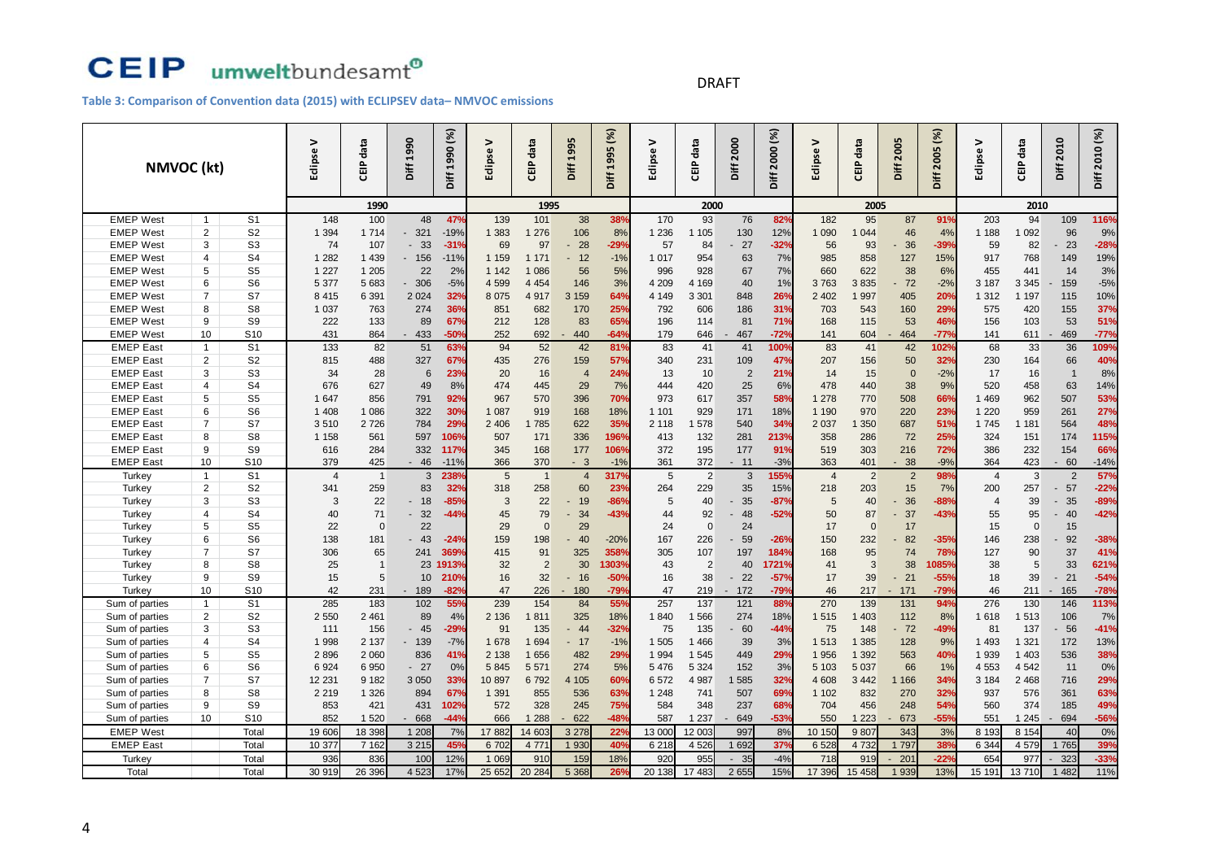DRAFT

**Table 3: Comparison of Convention data (2015) with ECLIPSEV data– NMVOC emissions**

| NMVOC (kt) | | | Eclipse V | CEIP data | Diff 1990 | Diff 1990 (%) | Eclipse V | CEIP data | Diff 1995 | Diff 1995 (%) | Eclipse V | CEIP data | Diff 2000 | Diff 2000 (%) | Eclipse V | CEIP data | Diff 2005 | Diff 2005 (%) | Eclipse V | CEIP data | Diff 2010 | Diff 2010 (%) |
|---|---|---|---|---|---|---|---|---|---|---|---|---|---|---|---|---|---|---|---|---|---|---|
| | | | 1990 | | | | 1995 | | | | 2000 | | | | 2005 | | | | 2010 | | | |
| EMEP West | 1 | S1 | 148 | 100 | 48 | 47% | 139 | 101 | 38 | 38% | 170 | 93 | 76 | 82% | 182 | 95 | 87 | 91% | 203 | 94 | 109 | 116% |
| EMEP West | 2 | S2 | 1 394 | 1 714 | - 321 | -19% | 1 383 | 1 276 | 106 | 8% | 1 236 | 1 105 | 130 | 12% | 1 090 | 1 044 | 46 | 4% | 1 188 | 1 092 | 96 | 9% |
| EMEP West | 3 | S3 | 74 | 107 | - 33 | -31% | 69 | 97 | - 28 | -29% | 57 | 84 | - 27 | -32% | 56 | 93 | - 36 | -39% | 59 | 82 | - 23 | -28% |
| EMEP West | 4 | S4 | 1 282 | 1 439 | - 156 | -11% | 1 159 | 1 171 | - 12 | -1% | 1 017 | 954 | 63 | 7% | 985 | 858 | 127 | 15% | 917 | 768 | 149 | 19% |
| EMEP West | 5 | S5 | 1 227 | 1 205 | 22 | 2% | 1 142 | 1 086 | 56 | 5% | 996 | 928 | 67 | 7% | 660 | 622 | 38 | 6% | 455 | 441 | 14 | 3% |
| EMEP West | 6 | S6 | 5 377 | 5 683 | - 306 | -5% | 4 599 | 4 454 | 146 | 3% | 4 209 | 4 169 | 40 | 1% | 3 763 | 3 835 | - 72 | -2% | 3 187 | 3 345 | - 159 | -5% |
| EMEP West | 7 | S7 | 8 415 | 6 391 | 2 024 | 32% | 8 075 | 4 917 | 3 159 | 64% | 4 149 | 3 301 | 848 | 26% | 2 402 | 1 997 | 405 | 20% | 1 312 | 1 197 | 115 | 10% |
| EMEP West | 8 | S8 | 1 037 | 763 | 274 | 36% | 851 | 682 | 170 | 25% | 792 | 606 | 186 | 31% | 703 | 543 | 160 | 29% | 575 | 420 | 155 | 37% |
| EMEP West | 9 | S9 | 222 | 133 | 89 | 67% | 212 | 128 | 83 | 65% | 196 | 114 | 81 | 71% | 168 | 115 | 53 | 46% | 156 | 103 | 53 | 51% |
| EMEP West | 10 | S10 | 431 | 864 | - 433 | -50% | 252 | 692 | - 440 | -64% | 179 | 646 | - 467 | -72% | 141 | 604 | - 464 | -77% | 141 | 611 | - 469 | -77% |
| EMEP East | 1 | S1 | 133 | 82 | 51 | 63% | 94 | 52 | 42 | 81% | 83 | 41 | 41 | 100% | 83 | 41 | 42 | 102% | 68 | 33 | 36 | 109% |
| EMEP East | 2 | S2 | 815 | 488 | 327 | 67% | 435 | 276 | 159 | 57% | 340 | 231 | 109 | 47% | 207 | 156 | 50 | 32% | 230 | 164 | 66 | 40% |
| EMEP East | 3 | S3 | 34 | 28 | 6 | 23% | 20 | 16 | 4 | 24% | 13 | 10 | 2 | 21% | 14 | 15 | 0 | -2% | 17 | 16 | 1 | 8% |
| EMEP East | 4 | S4 | 676 | 627 | 49 | 8% | 474 | 445 | 29 | 7% | 444 | 420 | 25 | 6% | 478 | 440 | 38 | 9% | 520 | 458 | 63 | 14% |
| EMEP East | 5 | S5 | 1 647 | 856 | 791 | 92% | 967 | 570 | 396 | 70% | 973 | 617 | 357 | 58% | 1 278 | 770 | 508 | 66% | 1 469 | 962 | 507 | 53% |
| EMEP East | 6 | S6 | 1 408 | 1 086 | 322 | 30% | 1 087 | 919 | 168 | 18% | 1 101 | 929 | 171 | 18% | 1 190 | 970 | 220 | 23% | 1 220 | 959 | 261 | 27% |
| EMEP East | 7 | S7 | 3 510 | 2 726 | 784 | 29% | 2 406 | 1 785 | 622 | 35% | 2 118 | 1 578 | 540 | 34% | 2 037 | 1 350 | 687 | 51% | 1 745 | 1 181 | 564 | 48% |
| EMEP East | 8 | S8 | 1 158 | 561 | 597 | 106% | 507 | 171 | 336 | 196% | 413 | 132 | 281 | 213% | 358 | 286 | 72 | 25% | 324 | 151 | 174 | 115% |
| EMEP East | 9 | S9 | 616 | 284 | 332 | 117% | 345 | 168 | 177 | 106% | 372 | 195 | 177 | 91% | 519 | 303 | 216 | 72% | 386 | 232 | 154 | 66% |
| EMEP East | 10 | S10 | 379 | 425 | - 46 | -11% | 366 | 370 | - 3 | -1% | 361 | 372 | - 11 | -3% | 363 | 401 | - 38 | -9% | 364 | 423 | - 60 | -14% |
| Turkey | 1 | S1 | 4 | 1 | 3 | 238% | 5 | 1 | 4 | 317% | 5 | 2 | 3 | 155% | 4 | 2 | 2 | 98% | 4 | 3 | 2 | 57% |
| Turkey | 2 | S2 | 341 | 259 | 83 | 32% | 318 | 258 | 60 | 23% | 264 | 229 | 35 | 15% | 218 | 203 | 15 | 7% | 200 | 257 | - 57 | -22% |
| Turkey | 3 | S3 | 3 | 22 | - 18 | -85% | 3 | 22 | - 19 | -86% | 5 | 40 | - 35 | -87% | 5 | 40 | - 36 | -88% | 4 | 39 | - 35 | -89% |
| Turkey | 4 | S4 | 40 | 71 | - 32 | -44% | 45 | 79 | - 34 | -43% | 44 | 92 | - 48 | -52% | 50 | 87 | - 37 | -43% | 55 | 95 | - 40 | -42% |
| Turkey | 5 | S5 | 22 | 0 | 22 | | 29 | 0 | 29 | | 24 | 0 | 24 | | 17 | 0 | 17 | | 15 | 0 | 15 | |
| Turkey | 6 | S6 | 138 | 181 | - 43 | -24% | 159 | 198 | - 40 | -20% | 167 | 226 | - 59 | -26% | 150 | 232 | - 82 | -35% | 146 | 238 | - 92 | -38% |
| Turkey | 7 | S7 | 306 | 65 | 241 | 369% | 415 | 91 | 325 | 358% | 305 | 107 | 197 | 184% | 168 | 95 | 74 | 78% | 127 | 90 | 37 | 41% |
| Turkey | 8 | S8 | 25 | 1 | 23 | 1913% | 32 | 2 | 30 | 1303% | 43 | 2 | 40 | 1721% | 41 | 3 | 38 | 1085% | 38 | 5 | 33 | 621% |
| Turkey | 9 | S9 | 15 | 5 | 10 | 210% | 16 | 32 | - 16 | -50% | 16 | 38 | - 22 | -57% | 17 | 39 | - 21 | -55% | 18 | 39 | - 21 | -54% |
| Turkey | 10 | S10 | 42 | 231 | - 189 | -82% | 47 | 226 | - 180 | -79% | 47 | 219 | - 172 | -79% | 46 | 217 | - 171 | -79% | 46 | 211 | - 165 | -78% |
| Sum of parties | 1 | S1 | 285 | 183 | 102 | 55% | 239 | 154 | 84 | 55% | 257 | 137 | 121 | 88% | 270 | 139 | 131 | 94% | 276 | 130 | 146 | 113% |
| Sum of parties | 2 | S2 | 2 550 | 2 461 | 89 | 4% | 2 136 | 1 811 | 325 | 18% | 1 840 | 1 566 | 274 | 18% | 1 515 | 1 403 | 112 | 8% | 1 618 | 1 513 | 106 | 7% |
| Sum of parties | 3 | S3 | 111 | 156 | - 45 | -29% | 91 | 135 | - 44 | -32% | 75 | 135 | - 60 | -44% | 75 | 148 | - 72 | -49% | 81 | 137 | - 56 | -41% |
| Sum of parties | 4 | S4 | 1 998 | 2 137 | - 139 | -7% | 1 678 | 1 694 | - 17 | -1% | 1 505 | 1 466 | 39 | 3% | 1 513 | 1 385 | 128 | 9% | 1 493 | 1 321 | 172 | 13% |
| Sum of parties | 5 | S5 | 2 896 | 2 060 | 836 | 41% | 2 138 | 1 656 | 482 | 29% | 1 994 | 1 545 | 449 | 29% | 1 956 | 1 392 | 563 | 40% | 1 939 | 1 403 | 536 | 38% |
| Sum of parties | 6 | S6 | 6 924 | 6 950 | - 27 | 0% | 5 845 | 5 571 | 274 | 5% | 5 476 | 5 324 | 152 | 3% | 5 103 | 5 037 | 66 | 1% | 4 553 | 4 542 | 11 | 0% |
| Sum of parties | 7 | S7 | 12 231 | 9 182 | 3 050 | 33% | 10 897 | 6 792 | 4 105 | 60% | 6 572 | 4 987 | 1 585 | 32% | 4 608 | 3 442 | 1 166 | 34% | 3 184 | 2 468 | 716 | 29% |
| Sum of parties | 8 | S8 | 2 219 | 1 326 | 894 | 67% | 1 391 | 855 | 536 | 63% | 1 248 | 741 | 507 | 69% | 1 102 | 832 | 270 | 32% | 937 | 576 | 361 | 63% |
| Sum of parties | 9 | S9 | 853 | 421 | 431 | 102% | 572 | 328 | 245 | 75% | 584 | 348 | 237 | 68% | 704 | 456 | 248 | 54% | 560 | 374 | 185 | 49% |
| Sum of parties | 10 | S10 | 852 | 1 520 | - 668 | -44% | 666 | 1 288 | - 622 | -48% | 587 | 1 237 | - 649 | -53% | 550 | 1 223 | - 673 | -55% | 551 | 1 245 | - 694 | -56% |
| EMEP West | | Total | 19 606 | 18 398 | 1 208 | 7% | 17 882 | 14 603 | 3 278 | 22% | 13 000 | 12 003 | 997 | 8% | 10 150 | 9 807 | 343 | 3% | 8 193 | 8 154 | 40 | 0% |
| EMEP East | | Total | 10 377 | 7 162 | 3 215 | 45% | 6 702 | 4 771 | 1 930 | 40% | 6 218 | 4 526 | 1 692 | 37% | 6 528 | 4 732 | 1 797 | 38% | 6 344 | 4 579 | 1 765 | 39% |
| Turkey | | Total | 936 | 836 | 100 | 12% | 1 069 | 910 | 159 | 18% | 920 | 955 | - 35 | -4% | 718 | 919 | - 201 | -22% | 654 | 977 | - 323 | -33% |
| Total | | Total | 30 919 | 26 396 | 4 523 | 17% | 25 652 | 20 284 | 5 368 | 26% | 20 138 | 17 483 | 2 655 | 15% | 17 396 | 15 458 | 1 939 | 13% | 15 191 | 13 710 | 1 482 | 11% |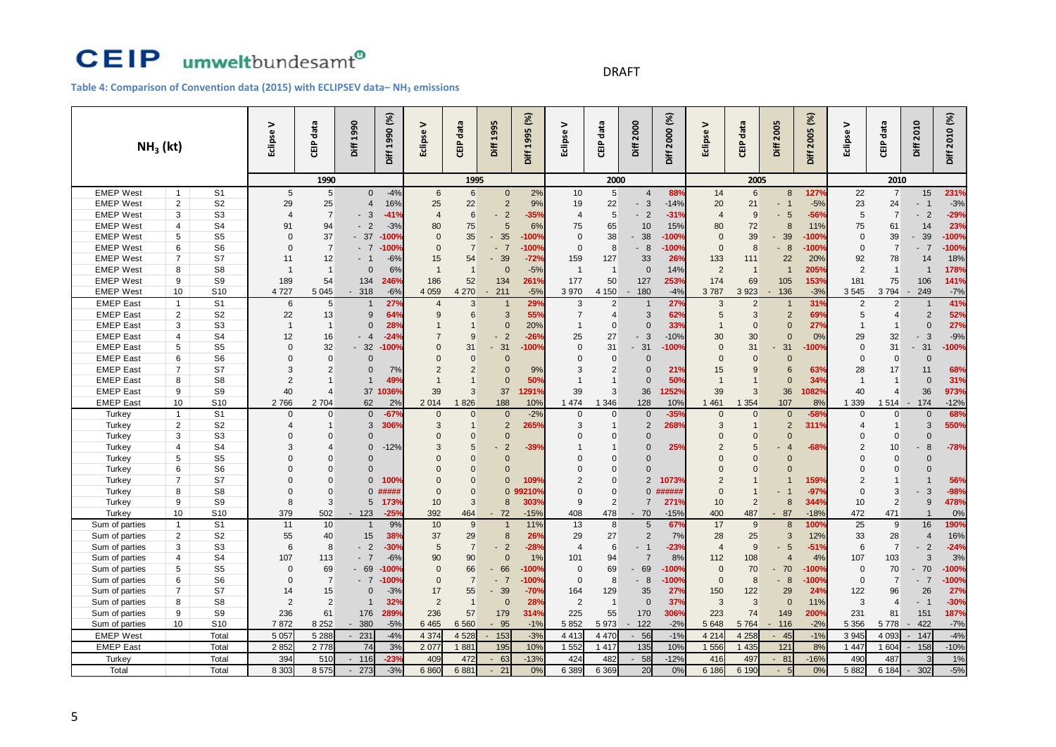DRAFT

**Table 4: Comparison of Convention data (2015) with ECLIPSEV data– $NH_3$ emissions**

| $NH_3$ (kt) | | | Eclipse V | CEIP data | Diff 1990 | Diff 1990 (%) | Eclipse V | CEIP data | Diff 1995 | Diff 1995 (%) | Eclipse V | CEIP data | Diff 2000 | Diff 2000 (%) | Eclipse V | CEIP data | Diff 2005 | Diff 2005 (%) | Eclipse V | CEIP data | Diff 2010 | Diff 2010 (%) |
|---|---|---|---|---|---|---|---|---|---|---|---|---|---|---|---|---|---|---|---|---|---|---|
| | | | 1990 | | | | 1995 | | | | 2000 | | | | 2005 | | | | 2010 | | | |
| EMEP West | 1 | S1 | 5 | 5 | 0 | -4% | 6 | 6 | 0 | 2% | 10 | 5 | 4 | 88% | 14 | 6 | 8 | 127% | 22 | 7 | 15 | 231% |
| EMEP West | 2 | S2 | 29 | 25 | 4 | 16% | 25 | 22 | 2 | 9% | 19 | 22 | - 3 | -14% | 20 | 21 | - 1 | -5% | 23 | 24 | - 1 | -3% |
| EMEP West | 3 | S3 | 4 | 7 | - 3 | -41% | 4 | 6 | - 2 | -35% | 4 | 5 | - 2 | -31% | 4 | 9 | - 5 | -56% | 5 | 7 | - 2 | -29% |
| EMEP West | 4 | S4 | 91 | 94 | - 2 | -3% | 80 | 75 | 5 | 6% | 75 | 65 | 10 | 15% | 80 | 72 | 8 | 11% | 75 | 61 | 14 | 23% |
| EMEP West | 5 | S5 | 0 | 37 | - 37 | -100% | 0 | 35 | - 35 | -100% | 0 | 38 | - 38 | -100% | 0 | 39 | - 39 | -100% | 0 | 39 | - 39 | -100% |
| EMEP West | 6 | S6 | 0 | 7 | - 7 | -100% | 0 | 7 | - 7 | -100% | 0 | 8 | - 8 | -100% | 0 | 8 | - 8 | -100% | 0 | 7 | - 7 | -100% |
| EMEP West | 7 | S7 | 11 | 12 | - 1 | -6% | 15 | 54 | - 39 | -72% | 159 | 127 | 33 | 26% | 133 | 111 | 22 | 20% | 92 | 78 | 14 | 18% |
| EMEP West | 8 | S8 | 1 | 1 | 0 | 6% | 1 | 1 | 0 | -5% | 1 | 1 | 0 | 14% | 2 | 1 | 1 | 205% | 2 | 1 | 1 | 178% |
| EMEP West | 9 | S9 | 189 | 54 | 134 | 246% | 186 | 52 | 134 | 261% | 177 | 50 | 127 | 253% | 174 | 69 | 105 | 153% | 181 | 75 | 106 | 141% |
| EMEP West | 10 | S10 | 4 727 | 5 045 | - 318 | -6% | 4 059 | 4 270 | - 211 | -5% | 3 970 | 4 150 | - 180 | -4% | 3 787 | 3 923 | - 136 | -3% | 3 545 | 3 794 | - 249 | -7% |
| EMEP East | 1 | S1 | 6 | 5 | 1 | 27% | 4 | 3 | 1 | 29% | 3 | 2 | 1 | 27% | 3 | 2 | 1 | 31% | 2 | 2 | 1 | 41% |
| EMEP East | 2 | S2 | 22 | 13 | 9 | 64% | 9 | 6 | 3 | 55% | 7 | 4 | 3 | 62% | 5 | 3 | 2 | 69% | 5 | 4 | 2 | 52% |
| EMEP East | 3 | S3 | 1 | 1 | 0 | 28% | 1 | 1 | 0 | 20% | 1 | 0 | 0 | 33% | 1 | 0 | 0 | 27% | 1 | 1 | 0 | 27% |
| EMEP East | 4 | S4 | 12 | 16 | - 4 | -24% | 7 | 9 | - 2 | -26% | 25 | 27 | - 3 | -10% | 30 | 30 | 0 | 0% | 29 | 32 | - 3 | -9% |
| EMEP East | 5 | S5 | 0 | 32 | - 32 | -100% | 0 | 31 | - 31 | -100% | 0 | 31 | - 31 | -100% | 0 | 31 | - 31 | -100% | 0 | 31 | - 31 | -100% |
| EMEP East | 6 | S6 | 0 | 0 | 0 | | 0 | 0 | 0 | | 0 | 0 | 0 | | 0 | 0 | 0 | | 0 | 0 | 0 | |
| EMEP East | 7 | S7 | 3 | 2 | 0 | 7% | 2 | 2 | 0 | 9% | 3 | 2 | 0 | 21% | 15 | 9 | 6 | 63% | 28 | 17 | 11 | 68% |
| EMEP East | 8 | S8 | 2 | 1 | 1 | 49% | 1 | 1 | 0 | 50% | 1 | 1 | 0 | 50% | 1 | 1 | 0 | 34% | 1 | 1 | 0 | 31% |
| EMEP East | 9 | S9 | 40 | 4 | 37 | 1036% | 39 | 3 | 37 | 1291% | 39 | 3 | 36 | 1252% | 39 | 3 | 36 | 1082% | 40 | 4 | 36 | 973% |
| EMEP East | 10 | S10 | 2 766 | 2 704 | 62 | 2% | 2 014 | 1 826 | 188 | 10% | 1 474 | 1 346 | 128 | 10% | 1 461 | 1 354 | 107 | 8% | 1 339 | 1 514 | - 174 | -12% |
| Turkey | 1 | S1 | 0 | 0 | 0 | -67% | 0 | 0 | 0 | -2% | 0 | 0 | 0 | -35% | 0 | 0 | 0 | -58% | 0 | 0 | 0 | 68% |
| Turkey | 2 | S2 | 4 | 1 | 3 | 306% | 3 | 1 | 2 | 265% | 3 | 1 | 2 | 268% | 3 | 1 | 2 | 311% | 4 | 1 | 3 | 550% |
| Turkey | 3 | S3 | 0 | 0 | 0 | | 0 | 0 | 0 | | 0 | 0 | 0 | | 0 | 0 | 0 | | 0 | 0 | 0 | |
| Turkey | 4 | S4 | 3 | 4 | 0 | -12% | 3 | 5 | - 2 | -39% | 1 | 1 | 0 | 25% | 2 | 5 | - 4 | -68% | 2 | 10 | - 8 | -78% |
| Turkey | 5 | S5 | 0 | 0 | 0 | | 0 | 0 | 0 | | 0 | 0 | 0 | | 0 | 0 | 0 | | 0 | 0 | 0 | |
| Turkey | 6 | S6 | 0 | 0 | 0 | | 0 | 0 | 0 | | 0 | 0 | 0 | | 0 | 0 | 0 | | 0 | 0 | 0 | |
| Turkey | 7 | S7 | 0 | 0 | 0 | 100% | 0 | 0 | 0 | 109% | 2 | 0 | 2 | 1073% | 2 | 1 | 1 | 159% | 2 | 1 | 1 | 56% |
| Turkey | 8 | S8 | 0 | 0 | 0 | ##### | 0 | 0 | 0 | 99210% | 0 | 0 | 0 | ###### | 0 | 1 | - 1 | -97% | 0 | 3 | - 3 | -98% |
| Turkey | 9 | S9 | 8 | 3 | 5 | 173% | 10 | 3 | 8 | 303% | 9 | 2 | 7 | 271% | 10 | 2 | 8 | 344% | 10 | 2 | 9 | 478% |
| Turkey | 10 | S10 | 379 | 502 | - 123 | -25% | 392 | 464 | - 72 | -15% | 408 | 478 | - 70 | -15% | 400 | 487 | - 87 | -18% | 472 | 471 | 1 | 0% |
| Sum of parties | 1 | S1 | 11 | 10 | 1 | 9% | 10 | 9 | 1 | 11% | 13 | 8 | 5 | 67% | 17 | 9 | 8 | 100% | 25 | 9 | 16 | 190% |
| Sum of parties | 2 | S2 | 55 | 40 | 15 | 38% | 37 | 29 | 8 | 26% | 29 | 27 | 2 | 7% | 28 | 25 | 3 | 12% | 33 | 28 | 4 | 16% |
| Sum of parties | 3 | S3 | 6 | 8 | - 2 | -30% | 5 | 7 | - 2 | -28% | 4 | 6 | - 1 | -23% | 4 | 9 | - 5 | -51% | 6 | 7 | - 2 | -24% |
| Sum of parties | 4 | S4 | 107 | 113 | - 7 | -6% | 90 | 90 | 0 | 1% | 101 | 94 | 7 | 8% | 112 | 108 | 4 | 4% | 107 | 103 | 3 | 3% |
| Sum of parties | 5 | S5 | 0 | 69 | - 69 | -100% | 0 | 66 | - 66 | -100% | 0 | 69 | - 69 | -100% | 0 | 70 | - 70 | -100% | 0 | 70 | - 70 | -100% |
| Sum of parties | 6 | S6 | 0 | 7 | - 7 | -100% | 0 | 7 | - 7 | -100% | 0 | 8 | - 8 | -100% | 0 | 8 | - 8 | -100% | 0 | 7 | - 7 | -100% |
| Sum of parties | 7 | S7 | 14 | 15 | 0 | -3% | 17 | 55 | - 39 | -70% | 164 | 129 | 35 | 27% | 150 | 122 | 29 | 24% | 122 | 96 | 26 | 27% |
| Sum of parties | 8 | S8 | 2 | 2 | 1 | 32% | 2 | 1 | 0 | 28% | 2 | 1 | 0 | 37% | 3 | 3 | 0 | 11% | 3 | 4 | - 1 | -30% |
| Sum of parties | 9 | S9 | 236 | 61 | 176 | 289% | 236 | 57 | 179 | 314% | 225 | 55 | 170 | 306% | 223 | 74 | 149 | 200% | 231 | 81 | 151 | 187% |
| Sum of parties | 10 | S10 | 7 872 | 8 252 | - 380 | -5% | 6 465 | 6 560 | - 95 | -1% | 5 852 | 5 973 | - 122 | -2% | 5 648 | 5 764 | - 116 | -2% | 5 356 | 5 778 | - 422 | -7% |
| EMEP West | | Total | 5 057 | 5 288 | - 231 | -4% | 4 374 | 4 528 | - 153 | -3% | 4 413 | 4 470 | - 56 | -1% | 4 214 | 4 258 | - 45 | -1% | 3 945 | 4 093 | - 147 | -4% |
| EMEP East | | Total | 2 852 | 2 778 | 74 | 3% | 2 077 | 1 881 | 195 | 10% | 1 552 | 1 417 | 135 | 10% | 1 556 | 1 435 | 121 | 8% | 1 447 | 1 604 | - 158 | -10% |
| Turkey | | Total | 394 | 510 | - 116 | -23% | 409 | 472 | - 63 | -13% | 424 | 482 | - 58 | -12% | 416 | 497 | - 81 | -16% | 490 | 487 | 3 | 1% |
| Total | | Total | 8 303 | 8 575 | - 273 | -3% | 6 860 | 6 881 | - 21 | 0% | 6 389 | 6 369 | 20 | 0% | 6 186 | 6 190 | - 5 | 0% | 5 882 | 6 184 | - 302 | -5% |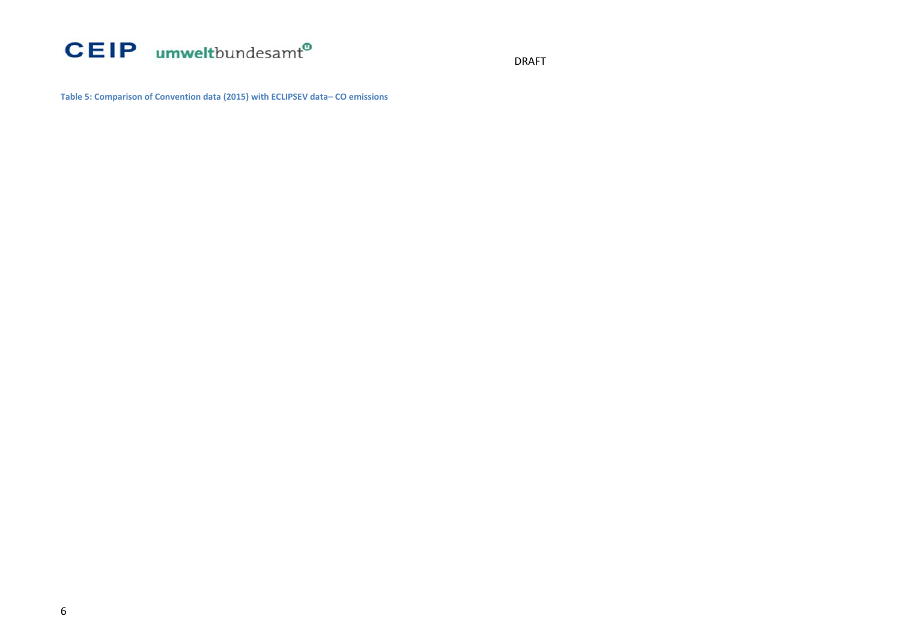**Table 5: Comparison of Convention data (2015) with ECLIPSEV data– CO emissions**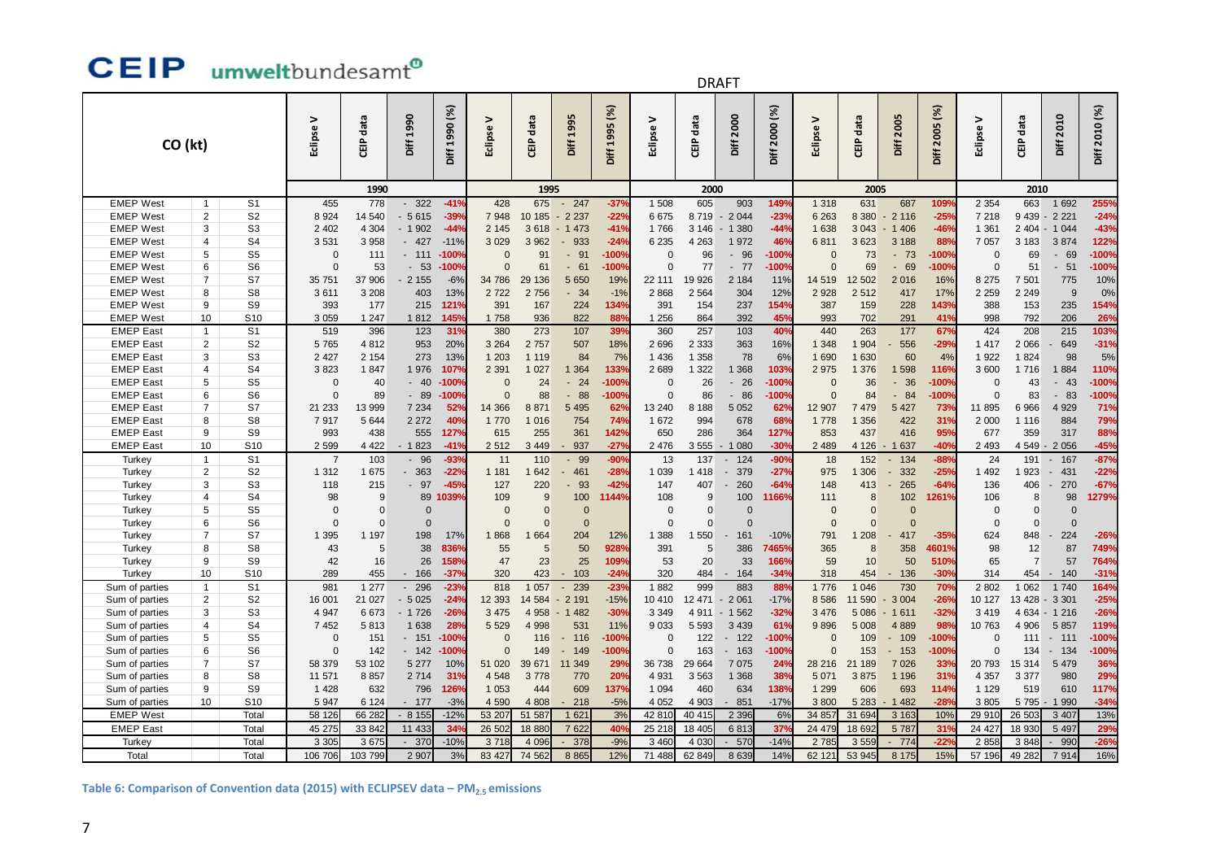DRAFT

| CO (kt) | | | Eclipse V | CEIP data | Diff 1990 | Diff 1990 (%) | Eclipse V | CEIP data | Diff 1995 | Diff 1995 (%) | Eclipse V | CEIP data | Diff 2000 | Diff 2000 (%) | Eclipse V | CEIP data | Diff 2005 | Diff 2005 (%) | Eclipse V | CEIP data | Diff 2010 | Diff 2010 (%) |
|---|---|---|---|---|---|---|---|---|---|---|---|---|---|---|---|---|---|---|---|---|---|---|
| | | | 1990 | | | | 1995 | | | | 2000 | | | | 2005 | | | | 2010 | | | |
| EMEP West | 1 | S1 | 455 | 778 | - 322 | -41% | 428 | 675 | - 247 | -37% | 1 508 | 605 | 903 | 149% | 1 318 | 631 | 687 | 109% | 2 354 | 663 | 1 692 | 255% |
| EMEP West | 2 | S2 | 8 924 | 14 540 | - 5 615 | -39% | 7 948 | 10 185 | - 2 237 | -22% | 6 675 | 8 719 | - 2 044 | -23% | 6 263 | 8 380 | - 2 116 | -25% | 7 218 | 9 439 | - 2 221 | -24% |
| EMEP West | 3 | S3 | 2 402 | 4 304 | - 1 902 | -44% | 2 145 | 3 618 | - 1 473 | -41% | 1 766 | 3 146 | - 1 380 | -44% | 1 638 | 3 043 | - 1 406 | -46% | 1 361 | 2 404 | - 1 044 | -43% |
| EMEP West | 4 | S4 | 3 531 | 3 958 | - 427 | -11% | 3 029 | 3 962 | - 933 | -24% | 6 235 | 4 263 | 1 972 | 46% | 6 811 | 3 623 | 3 188 | 88% | 7 057 | 3 183 | 3 874 | 122% |
| EMEP West | 5 | S5 | 0 | 111 | - 111 | -100% | 0 | 91 | - 91 | -100% | 0 | 96 | - 96 | -100% | 0 | 73 | - 73 | -100% | 0 | 69 | - 69 | -100% |
| EMEP West | 6 | S6 | 0 | 53 | - 53 | -100% | 0 | 61 | - 61 | -100% | 0 | 77 | - 77 | -100% | 0 | 69 | - 69 | -100% | 0 | 51 | - 51 | -100% |
| EMEP West | 7 | S7 | 35 751 | 37 906 | - 2 155 | -6% | 34 786 | 29 136 | 5 650 | 19% | 22 111 | 19 926 | 2 184 | 11% | 14 519 | 12 502 | 2 016 | 16% | 8 275 | 7 501 | 775 | 10% |
| EMEP West | 8 | S8 | 3 611 | 3 208 | 403 | 13% | 2 722 | 2 756 | - 34 | -1% | 2 868 | 2 564 | 304 | 12% | 2 928 | 2 512 | 417 | 17% | 2 259 | 2 249 | 9 | 0% |
| EMEP West | 9 | S9 | 393 | 177 | 215 | 121% | 391 | 167 | 224 | 134% | 391 | 154 | 237 | 154% | 387 | 159 | 228 | 143% | 388 | 153 | 235 | 154% |
| EMEP West | 10 | S10 | 3 059 | 1 247 | 1 812 | 145% | 1 758 | 936 | 822 | 88% | 1 256 | 864 | 392 | 45% | 993 | 702 | 291 | 41% | 998 | 792 | 206 | 26% |
| EMEP East | 1 | S1 | 519 | 396 | 123 | 31% | 380 | 273 | 107 | 39% | 360 | 257 | 103 | 40% | 440 | 263 | 177 | 67% | 424 | 208 | 215 | 103% |
| EMEP East | 2 | S2 | 5 765 | 4 812 | 953 | 20% | 3 264 | 2 757 | 507 | 18% | 2 696 | 2 333 | 363 | 16% | 1 348 | 1 904 | - 556 | -29% | 1 417 | 2 066 | - 649 | -31% |
| EMEP East | 3 | S3 | 2 427 | 2 154 | 273 | 13% | 1 203 | 1 119 | 84 | 7% | 1 436 | 1 358 | 78 | 6% | 1 690 | 1 630 | 60 | 4% | 1 922 | 1 824 | 98 | 5% |
| EMEP East | 4 | S4 | 3 823 | 1 847 | 1 976 | 107% | 2 391 | 1 027 | 1 364 | 133% | 2 689 | 1 322 | 1 368 | 103% | 2 975 | 1 376 | 1 598 | 116% | 3 600 | 1 716 | 1 884 | 110% |
| EMEP East | 5 | S5 | 0 | 40 | - 40 | -100% | 0 | 24 | - 24 | -100% | 0 | 26 | - 26 | -100% | 0 | 36 | - 36 | -100% | 0 | 43 | - 43 | -100% |
| EMEP East | 6 | S6 | 0 | 89 | - 89 | -100% | 0 | 88 | - 88 | -100% | 0 | 86 | - 86 | -100% | 0 | 84 | - 84 | -100% | 0 | 83 | - 83 | -100% |
| EMEP East | 7 | S7 | 21 233 | 13 999 | 7 234 | 52% | 14 366 | 8 871 | 5 495 | 62% | 13 240 | 8 188 | 5 052 | 62% | 12 907 | 7 479 | 5 427 | 73% | 11 895 | 6 966 | 4 929 | 71% |
| EMEP East | 8 | S8 | 7 917 | 5 644 | 2 272 | 40% | 1 770 | 1 016 | 754 | 74% | 1 672 | 994 | 678 | 68% | 1 778 | 1 356 | 422 | 31% | 2 000 | 1 116 | 884 | 79% |
| EMEP East | 9 | S9 | 993 | 438 | 555 | 127% | 615 | 255 | 361 | 142% | 650 | 286 | 364 | 127% | 853 | 437 | 416 | 95% | 677 | 359 | 317 | 88% |
| EMEP East | 10 | S10 | 2 599 | 4 422 | - 1 823 | -41% | 2 512 | 3 449 | - 937 | -27% | 2 476 | 3 555 | - 1 080 | -30% | 2 489 | 4 126 | - 1 637 | -40% | 2 493 | 4 549 | - 2 056 | -45% |
| Turkey | 1 | S1 | 7 | 103 | - 96 | -93% | 11 | 110 | - 99 | -90% | 13 | 137 | - 124 | -90% | 18 | 152 | - 134 | -88% | 24 | 191 | - 167 | -87% |
| Turkey | 2 | S2 | 1 312 | 1 675 | - 363 | -22% | 1 181 | 1 642 | - 461 | -28% | 1 039 | 1 418 | - 379 | -27% | 975 | 1 306 | - 332 | -25% | 1 492 | 1 923 | - 431 | -22% |
| Turkey | 3 | S3 | 118 | 215 | - 97 | -45% | 127 | 220 | - 93 | -42% | 147 | 407 | - 260 | -64% | 148 | 413 | - 265 | -64% | 136 | 406 | - 270 | -67% |
| Turkey | 4 | S4 | 98 | 9 | 89 | 1039% | 109 | 9 | 100 | 1144% | 108 | 9 | 100 | 1166% | 111 | 8 | 102 | 1261% | 106 | 8 | 98 | 1279% |
| Turkey | 5 | S5 | 0 | 0 | 0 | | 0 | 0 | 0 | | 0 | 0 | 0 | | 0 | 0 | 0 | | 0 | 0 | 0 | |
| Turkey | 6 | S6 | 0 | 0 | 0 | | 0 | 0 | 0 | | 0 | 0 | 0 | | 0 | 0 | 0 | | 0 | 0 | 0 | |
| Turkey | 7 | S7 | 1 395 | 1 197 | 198 | 17% | 1 868 | 1 664 | 204 | 12% | 1 388 | 1 550 | - 161 | -10% | 791 | 1 208 | - 417 | -35% | 624 | 848 | - 224 | -26% |
| Turkey | 8 | S8 | 43 | 5 | 38 | 836% | 55 | 5 | 50 | 928% | 391 | 5 | 386 | 7465% | 365 | 8 | 358 | 4601% | 98 | 12 | 87 | 749% |
| Turkey | 9 | S9 | 42 | 16 | 26 | 158% | 47 | 23 | 25 | 109% | 53 | 20 | 33 | 166% | 59 | 10 | 50 | 510% | 65 | 7 | 57 | 764% |
| Turkey | 10 | S10 | 289 | 455 | - 166 | -37% | 320 | 423 | - 103 | -24% | 320 | 484 | - 164 | -34% | 318 | 454 | - 136 | -30% | 314 | 454 | - 140 | -31% |
| Sum of parties | 1 | S1 | 981 | 1 277 | - 296 | -23% | 818 | 1 057 | - 239 | -23% | 1 882 | 999 | 883 | 88% | 1 776 | 1 046 | 730 | 70% | 2 802 | 1 062 | 1 740 | 164% |
| Sum of parties | 2 | S2 | 16 001 | 21 027 | - 5 025 | -24% | 12 393 | 14 584 | - 2 191 | -15% | 10 410 | 12 471 | - 2 061 | -17% | 8 586 | 11 590 | - 3 004 | -26% | 10 127 | 13 428 | - 3 301 | -25% |
| Sum of parties | 3 | S3 | 4 947 | 6 673 | - 1 726 | -26% | 3 475 | 4 958 | - 1 482 | -30% | 3 349 | 4 911 | - 1 562 | -32% | 3 476 | 5 086 | - 1 611 | -32% | 3 419 | 4 634 | - 1 216 | -26% |
| Sum of parties | 4 | S4 | 7 452 | 5 813 | 1 638 | 28% | 5 529 | 4 998 | 531 | 11% | 9 033 | 5 593 | 3 439 | 61% | 9 896 | 5 008 | 4 889 | 98% | 10 763 | 4 906 | 5 857 | 119% |
| Sum of parties | 5 | S5 | 0 | 151 | - 151 | -100% | 0 | 116 | - 116 | -100% | 0 | 122 | - 122 | -100% | 0 | 109 | - 109 | -100% | 0 | 111 | - 111 | -100% |
| Sum of parties | 6 | S6 | 0 | 142 | - 142 | -100% | 0 | 149 | - 149 | -100% | 0 | 163 | - 163 | -100% | 0 | 153 | - 153 | -100% | 0 | 134 | - 134 | -100% |
| Sum of parties | 7 | S7 | 58 379 | 53 102 | 5 277 | 10% | 51 020 | 39 671 | 11 349 | 29% | 36 738 | 29 664 | 7 075 | 24% | 28 216 | 21 189 | 7 026 | 33% | 20 793 | 15 314 | 5 479 | 36% |
| Sum of parties | 8 | S8 | 11 571 | 8 857 | 2 714 | 31% | 4 548 | 3 778 | 770 | 20% | 4 931 | 3 563 | 1 368 | 38% | 5 071 | 3 875 | 1 196 | 31% | 4 357 | 3 377 | 980 | 29% |
| Sum of parties | 9 | S9 | 1 428 | 632 | 796 | 126% | 1 053 | 444 | 609 | 137% | 1 094 | 460 | 634 | 138% | 1 299 | 606 | 693 | 114% | 1 129 | 519 | 610 | 117% |
| Sum of parties | 10 | S10 | 5 947 | 6 124 | - 177 | -3% | 4 590 | 4 808 | - 218 | -5% | 4 052 | 4 903 | - 851 | -17% | 3 800 | 5 283 | - 1 482 | -28% | 3 805 | 5 795 | - 1 990 | -34% |
| EMEP West | | Total | 58 126 | 66 282 | - 8 155 | -12% | 53 207 | 51 587 | 1 621 | 3% | 42 810 | 40 415 | 2 396 | 6% | 34 857 | 31 694 | 3 163 | 10% | 29 910 | 26 503 | 3 407 | 13% |
| EMEP East | | Total | 45 275 | 33 842 | 11 433 | 34% | 26 502 | 18 880 | 7 622 | 40% | 25 218 | 18 405 | 6 813 | 37% | 24 479 | 18 692 | 5 787 | 31% | 24 427 | 18 930 | 5 497 | 29% |
| Turkey | | Total | 3 305 | 3 675 | - 370 | -10% | 3 718 | 4 096 | - 378 | -9% | 3 460 | 4 030 | - 570 | -14% | 2 785 | 3 559 | - 774 | -22% | 2 858 | 3 848 | - 990 | -26% |
| Total | | Total | 106 706 | 103 799 | 2 907 | 3% | 83 427 | 74 562 | 8 865 | 12% | 71 488 | 62 849 | 8 639 | 14% | 62 121 | 53 945 | 8 175 | 15% | 57 196 | 49 282 | 7 914 | 16% |

**Table 6: Comparison of Convention data (2015) with ECLIPSEV data – $PM_{2.5}$ emissions**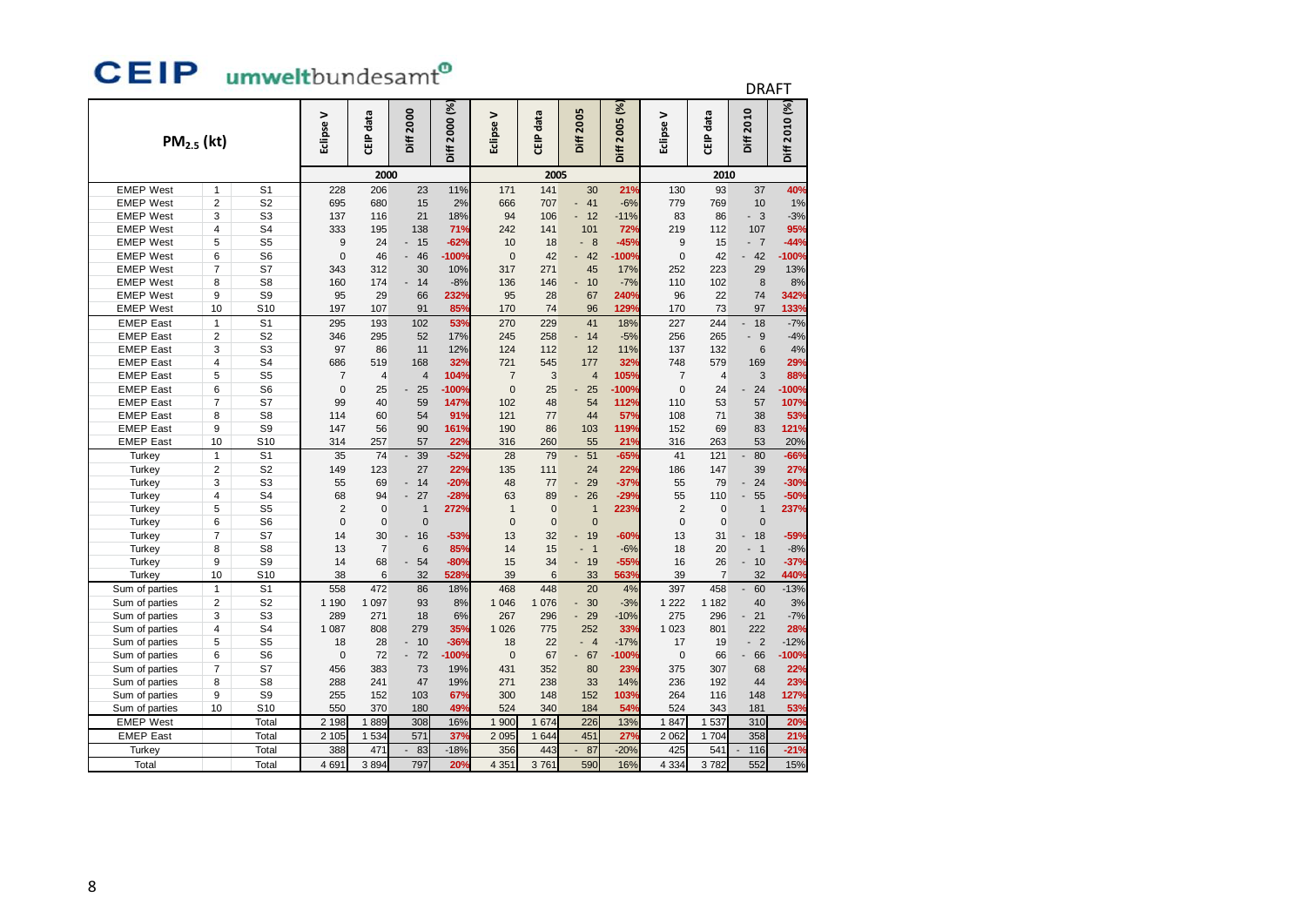CEIP umweltbundesamt

DRAFT

| $PM_{2.5}$ (kt) | | | Eclipse V | CEIP data | Diff 2000 | Diff 2000 (%) | Eclipse V | CEIP data | Diff 2005 | Diff 2005 (%) | Eclipse V | CEIP data | Diff 2010 | Diff 2010 (%) |
|---|---|---|---|---|---|---|---|---|---|---|---|---|---|---|
| | | | 2000 | | | | 2005 | | | | 2010 | | | |
| EMEP West | 1 | S1 | 228 | 206 | 23 | 11% | 171 | 141 | 30 | 21% | 130 | 93 | 37 | 40% |
| EMEP West | 2 | S2 | 695 | 680 | 15 | 2% | 666 | 707 | - 41 | -6% | 779 | 769 | 10 | 1% |
| EMEP West | 3 | S3 | 137 | 116 | 21 | 18% | 94 | 106 | - 12 | -11% | 83 | 86 | - 3 | -3% |
| EMEP West | 4 | S4 | 333 | 195 | 138 | 71% | 242 | 141 | 101 | 72% | 219 | 112 | 107 | 95% |
| EMEP West | 5 | S5 | 9 | 24 | - 15 | -62% | 10 | 18 | - 8 | -45% | 9 | 15 | - 7 | -44% |
| EMEP West | 6 | S6 | 0 | 46 | - 46 | -100% | 0 | 42 | - 42 | -100% | 0 | 42 | - 42 | -100% |
| EMEP West | 7 | S7 | 343 | 312 | 30 | 10% | 317 | 271 | 45 | 17% | 252 | 223 | 29 | 13% |
| EMEP West | 8 | S8 | 160 | 174 | - 14 | -8% | 136 | 146 | - 10 | -7% | 110 | 102 | 8 | 8% |
| EMEP West | 9 | S9 | 95 | 29 | 66 | 232% | 95 | 28 | 67 | 240% | 96 | 22 | 74 | 342% |
| EMEP West | 10 | S10 | 197 | 107 | 91 | 85% | 170 | 74 | 96 | 129% | 170 | 73 | 97 | 133% |
| EMEP East | 1 | S1 | 295 | 193 | 102 | 53% | 270 | 229 | 41 | 18% | 227 | 244 | - 18 | -7% |
| EMEP East | 2 | S2 | 346 | 295 | 52 | 17% | 245 | 258 | - 14 | -5% | 256 | 265 | - 9 | -4% |
| EMEP East | 3 | S3 | 97 | 86 | 11 | 12% | 124 | 112 | 12 | 11% | 137 | 132 | 6 | 4% |
| EMEP East | 4 | S4 | 686 | 519 | 168 | 32% | 721 | 545 | 177 | 32% | 748 | 579 | 169 | 29% |
| EMEP East | 5 | S5 | 7 | 4 | 4 | 104% | 7 | 3 | 4 | 105% | 7 | 4 | 3 | 88% |
| EMEP East | 6 | S6 | 0 | 25 | - 25 | -100% | 0 | 25 | - 25 | -100% | 0 | 24 | - 24 | -100% |
| EMEP East | 7 | S7 | 99 | 40 | 59 | 147% | 102 | 48 | 54 | 112% | 110 | 53 | 57 | 107% |
| EMEP East | 8 | S8 | 114 | 60 | 54 | 91% | 121 | 77 | 44 | 57% | 108 | 71 | 38 | 53% |
| EMEP East | 9 | S9 | 147 | 56 | 90 | 161% | 190 | 86 | 103 | 119% | 152 | 69 | 83 | 121% |
| EMEP East | 10 | S10 | 314 | 257 | 57 | 22% | 316 | 260 | 55 | 21% | 316 | 263 | 53 | 20% |
| Turkey | 1 | S1 | 35 | 74 | - 39 | -52% | 28 | 79 | - 51 | -65% | 41 | 121 | - 80 | -66% |
| Turkey | 2 | S2 | 149 | 123 | 27 | 22% | 135 | 111 | 24 | 22% | 186 | 147 | 39 | 27% |
| Turkey | 3 | S3 | 55 | 69 | - 14 | -20% | 48 | 77 | - 29 | -37% | 55 | 79 | - 24 | -30% |
| Turkey | 4 | S4 | 68 | 94 | - 27 | -28% | 63 | 89 | - 26 | -29% | 55 | 110 | - 55 | -50% |
| Turkey | 5 | S5 | 2 | 0 | 1 | 272% | 1 | 0 | 1 | 223% | 2 | 0 | 1 | 237% |
| Turkey | 6 | S6 | 0 | 0 | 0 | | 0 | 0 | 0 | | 0 | 0 | 0 | |
| Turkey | 7 | S7 | 14 | 30 | - 16 | -53% | 13 | 32 | - 19 | -60% | 13 | 31 | - 18 | -59% |
| Turkey | 8 | S8 | 13 | 7 | 6 | 85% | 14 | 15 | - 1 | -6% | 18 | 20 | - 1 | -8% |
| Turkey | 9 | S9 | 14 | 68 | - 54 | -80% | 15 | 34 | - 19 | -55% | 16 | 26 | - 10 | -37% |
| Turkey | 10 | S10 | 38 | 6 | 32 | 528% | 39 | 6 | 33 | 563% | 39 | 7 | 32 | 440% |
| Sum of parties | 1 | S1 | 558 | 472 | 86 | 18% | 468 | 448 | 20 | 4% | 397 | 458 | - 60 | -13% |
| Sum of parties | 2 | S2 | 1 190 | 1 097 | 93 | 8% | 1 046 | 1 076 | - 30 | -3% | 1 222 | 1 182 | 40 | 3% |
| Sum of parties | 3 | S3 | 289 | 271 | 18 | 6% | 267 | 296 | - 29 | -10% | 275 | 296 | - 21 | -7% |
| Sum of parties | 4 | S4 | 1 087 | 808 | 279 | 35% | 1 026 | 775 | 252 | 33% | 1 023 | 801 | 222 | 28% |
| Sum of parties | 5 | S5 | 18 | 28 | - 10 | -36% | 18 | 22 | - 4 | -17% | 17 | 19 | - 2 | -12% |
| Sum of parties | 6 | S6 | 0 | 72 | - 72 | -100% | 0 | 67 | - 67 | -100% | 0 | 66 | - 66 | -100% |
| Sum of parties | 7 | S7 | 456 | 383 | 73 | 19% | 431 | 352 | 80 | 23% | 375 | 307 | 68 | 22% |
| Sum of parties | 8 | S8 | 288 | 241 | 47 | 19% | 271 | 238 | 33 | 14% | 236 | 192 | 44 | 23% |
| Sum of parties | 9 | S9 | 255 | 152 | 103 | 67% | 300 | 148 | 152 | 103% | 264 | 116 | 148 | 127% |
| Sum of parties | 10 | S10 | 550 | 370 | 180 | 49% | 524 | 340 | 184 | 54% | 524 | 343 | 181 | 53% |
| EMEP West | | Total | 2 198 | 1 889 | 308 | 16% | 1 900 | 1 674 | 226 | 13% | 1 847 | 1 537 | 310 | 20% |
| EMEP East | | Total | 2 105 | 1 534 | 571 | 37% | 2 095 | 1 644 | 451 | 27% | 2 062 | 1 704 | 358 | 21% |
| Turkey | | Total | 388 | 471 | - 83 | -18% | 356 | 443 | - 87 | -20% | 425 | 541 | - 116 | -21% |
| Total | | Total | 4 691 | 3 894 | 797 | 20% | 4 351 | 3 761 | 590 | 16% | 4 334 | 3 782 | 552 | 15% |